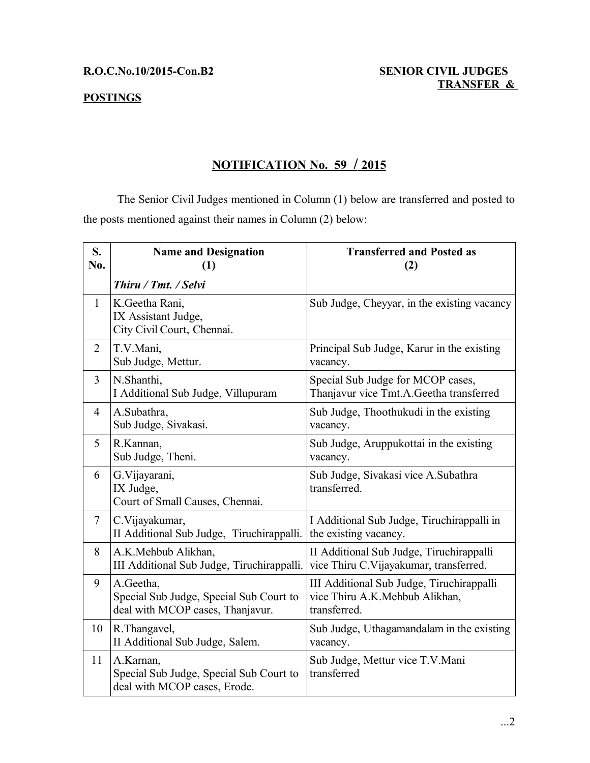**R.O.C.No.10/2015-Con.B2**

**SENIOR CIVIL JUDGES TRANSFER & POSTINGS**

## NOTIFICATION No. 59 / 2015

The Senior Civil Judges mentioned in Column (1) below are transferred and posted to the posts mentioned against their names in Column (2) below:

| S. No. | Name and Designation (1) | Transferred and Posted as (2) |
|---|---|---|
| | *Thiru / Tmt. / Selvi* | |
| 1 | K.Geetha Rani, IX Assistant Judge, City Civil Court, Chennai. | Sub Judge, Cheyyar, in the existing vacancy |
| 2 | T.V.Mani, Sub Judge, Mettur. | Principal Sub Judge, Karur in the existing vacancy. |
| 3 | N.Shanthi, I Additional Sub Judge, Villupuram | Special Sub Judge for MCOP cases, Thanjavur vice Tmt.A.Geetha transferred |
| 4 | A.Subathra, Sub Judge, Sivakasi. | Sub Judge, Thoothukudi in the existing vacancy. |
| 5 | R.Kannan, Sub Judge, Theni. | Sub Judge, Aruppukottai in the existing vacancy. |
| 6 | G.Vijayarani, IX Judge, Court of Small Causes, Chennai. | Sub Judge, Sivakasi vice A.Subathra transferred. |
| 7 | C.Vijayakumar, II Additional Sub Judge, Tiruchirappalli. | I Additional Sub Judge, Tiruchirappalli in the existing vacancy. |
| 8 | A.K.Mehbub Alikhan, III Additional Sub Judge, Tiruchirappalli. | II Additional Sub Judge, Tiruchirappalli vice Thiru C.Vijayakumar, transferred. |
| 9 | A.Geetha, Special Sub Judge, Special Sub Court to deal with MCOP cases, Thanjavur. | III Additional Sub Judge, Tiruchirappalli vice Thiru A.K.Mehbub Alikhan, transferred. |
| 10 | R.Thangavel, II Additional Sub Judge, Salem. | Sub Judge, Uthagamandalam in the existing vacancy. |
| 11 | A.Karnan, Special Sub Judge, Special Sub Court to deal with MCOP cases, Erode. | Sub Judge, Mettur vice T.V.Mani transferred |

...2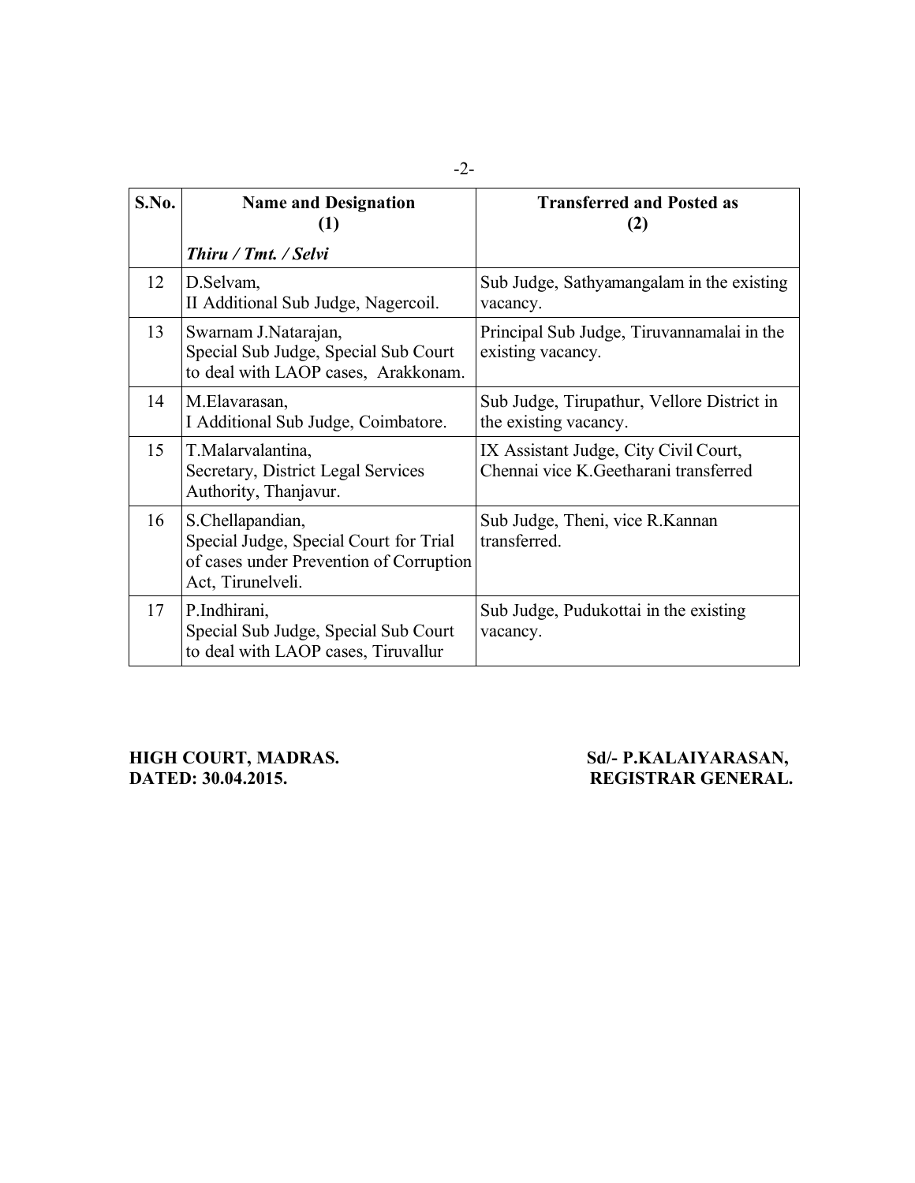| S.No. | Name and Designation (1) | Transferred and Posted as (2) |
|---|---|---|
| | *Thiru / Tmt. / Selvi* | |
| 12 | D.Selvam, II Additional Sub Judge, Nagercoil. | Sub Judge, Sathyamangalam in the existing vacancy. |
| 13 | Swarnam J.Natarajan, Special Sub Judge, Special Sub Court to deal with LAOP cases, Arakkonam. | Principal Sub Judge, Tiruvannamalai in the existing vacancy. |
| 14 | M.Elavarasan, I Additional Sub Judge, Coimbatore. | Sub Judge, Tirupathur, Vellore District in the existing vacancy. |
| 15 | T.Malarvalantina, Secretary, District Legal Services Authority, Thanjavur. | IX Assistant Judge, City Civil Court, Chennai vice K.Geetharani transferred |
| 16 | S.Chellapandian, Special Judge, Special Court for Trial of cases under Prevention of Corruption Act, Tirunelveli. | Sub Judge, Theni, vice R.Kannan transferred. |
| 17 | P.Indhirani, Special Sub Judge, Special Sub Court to deal with LAOP cases, Tiruvallur | Sub Judge, Pudukottai in the existing vacancy. |

**HIGH COURT, MADRAS.**
**DATED: 30.04.2015.**

**Sd/- P.KALAIYARASAN,**
**REGISTRAR GENERAL.**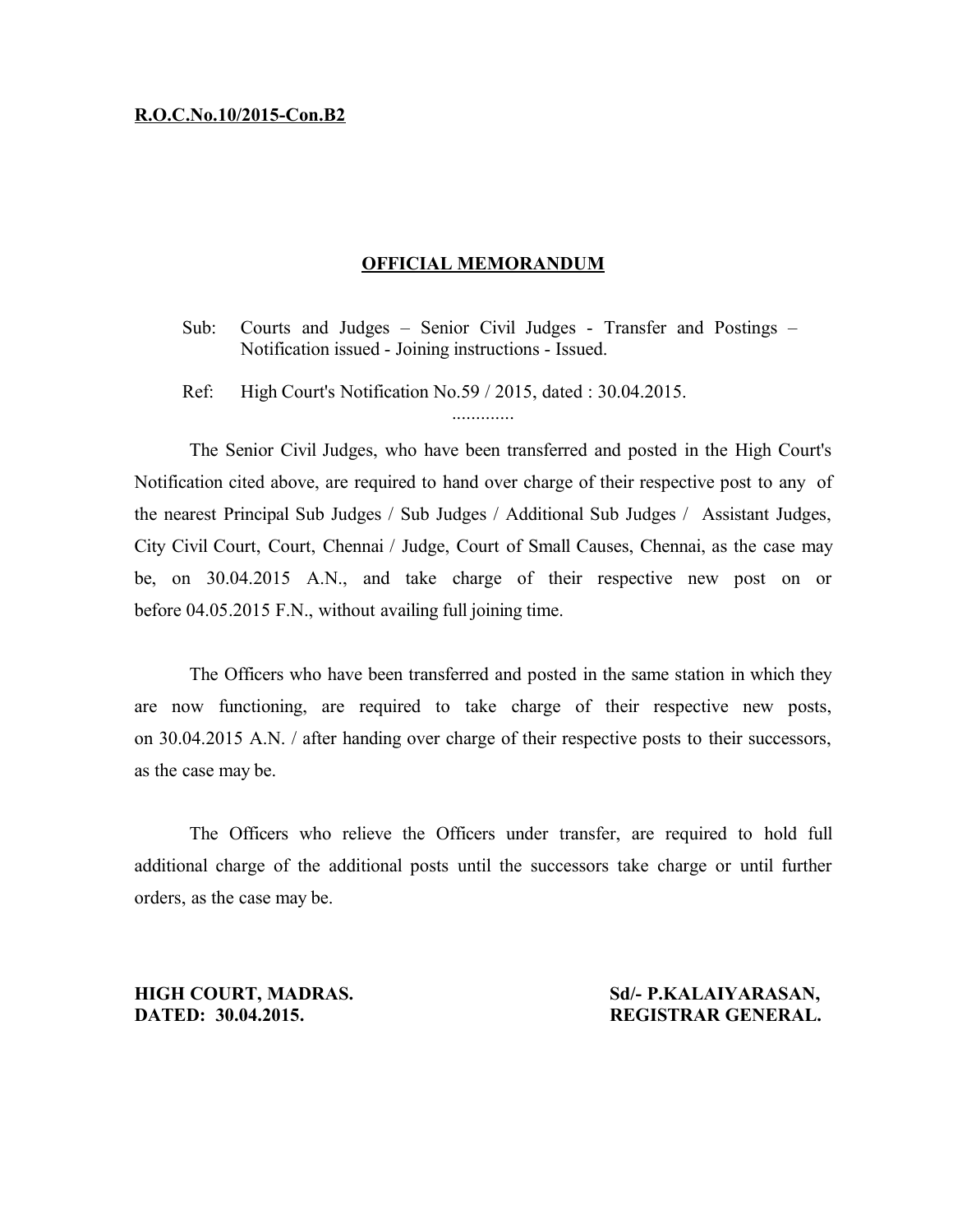**R.O.C.No.10/2015-Con.B2**

## OFFICIAL MEMORANDUM

Sub: Courts and Judges – Senior Civil Judges - Transfer and Postings – Notification issued - Joining instructions - Issued.

Ref: High Court's Notification No.59 / 2015, dated : 30.04.2015.

.............

The Senior Civil Judges, who have been transferred and posted in the High Court's Notification cited above, are required to hand over charge of their respective post to any of the nearest Principal Sub Judges / Sub Judges / Additional Sub Judges / Assistant Judges, City Civil Court, Court, Chennai / Judge, Court of Small Causes, Chennai, as the case may be, on 30.04.2015 A.N., and take charge of their respective new post on or before 04.05.2015 F.N., without availing full joining time.

The Officers who have been transferred and posted in the same station in which they are now functioning, are required to take charge of their respective new posts, on 30.04.2015 A.N. / after handing over charge of their respective posts to their successors, as the case may be.

The Officers who relieve the Officers under transfer, are required to hold full additional charge of the additional posts until the successors take charge or until further orders, as the case may be.

**HIGH COURT, MADRAS.**
**DATED: 30.04.2015.**

**Sd/- P.KALAIYARASAN,**
**REGISTRAR GENERAL.**